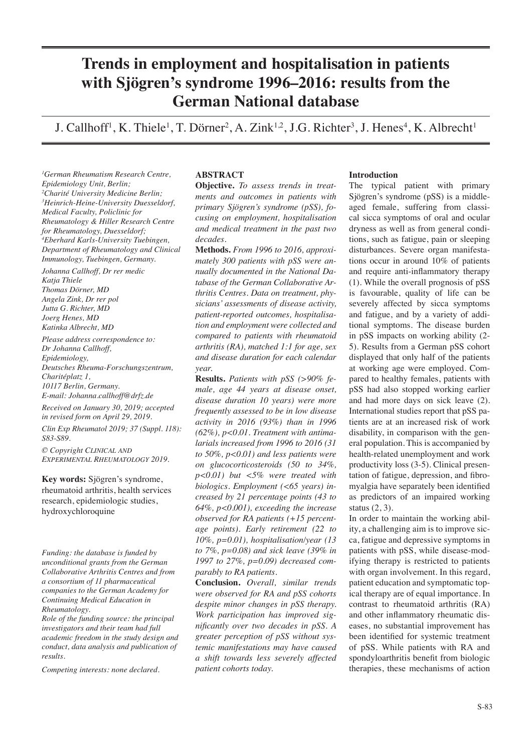# Trends in employment and hospitalisation in patients with Sjögren's syndrome 1996–2016: results from the German National database

J. Callhoff[1], K. Thiele[1], T. Dörner[2], A. Zink[1,2], J.G. Richter[3], J. Henes[4], K. Albrecht[1]

*[1]German Rheumatism Research Centre, Epidemiology Unit, Berlin;*
*[2]Charité University Medicine Berlin;*
*[3]Heinrich-Heine-University Duesseldorf, Medical Faculty, Policlinic for Rheumatology & Hiller Research Centre for Rheumatology, Duesseldorf;*
*[4]Eberhard Karls-University Tuebingen, Department of Rheumatology and Clinical Immunology, Tuebingen, Germany.*

*Johanna Callhoff, Dr rer medic*
*Katja Thiele*
*Thomas Dörner, MD*
*Angela Zink, Dr rer pol*
*Jutta G. Richter, MD*
*Joerg Henes, MD*
*Katinka Albrecht, MD*

*Please address correspondence to:*
*Dr Johanna Callhoff,*
*Epidemiology,*
*Deutsches Rheuma-Forschungszentrum,*
*Charitéplatz 1,*
*10117 Berlin, Germany.*
*E-mail: Johanna.callhoff@drfz.de*

*Received on January 30, 2019; accepted in revised form on April 29, 2019.*

*Clin Exp Rheumatol 2019; 37 (Suppl. 118): S83-S89.*

*© Copyright Clinical and Experimental Rheumatology 2019.*

**Key words:** Sjögren's syndrome, rheumatoid arthritis, health services research, epidemiologic studies, hydroxychloroquine

*Funding: the database is funded by unconditional grants from the German Collaborative Arthritis Centres and from a consortium of 11 pharmaceutical companies to the German Academy for Continuing Medical Education in Rheumatology.*
*Role of the funding source: the principal investigators and their team had full academic freedom in the study design and conduct, data analysis and publication of results.*

*Competing interests: none declared.*

## ABSTRACT

**Objective.** *To assess trends in treatments and outcomes in patients with primary Sjögren's syndrome (pSS), focusing on employment, hospitalisation and medical treatment in the past two decades.*

**Methods.** *From 1996 to 2016, approximately 300 patients with pSS were annually documented in the National Database of the German Collaborative Arthritis Centres. Data on treatment, physicians' assessments of disease activity, patient-reported outcomes, hospitalisation and employment were collected and compared to patients with rheumatoid arthritis (RA), matched 1:1 for age, sex and disease duration for each calendar year.*

**Results.** *Patients with pSS (>90% female, age 44 years at disease onset, disease duration 10 years) were more frequently assessed to be in low disease activity in 2016 (93%) than in 1996 (62%), $p<0.01$. Treatment with antimalarials increased from 1996 to 2016 (31 to 50%, $p<0.01$) and less patients were on glucocorticosteroids (50 to 34%, $p<0.01$) but <5% were treated with biologics. Employment (<65 years) increased by 21 percentage points (43 to 64%, $p<0.001$), exceeding the increase observed for RA patients (+15 percentage points). Early retirement (22 to 10%, $p=0.01$), hospitalisation/year (13 to 7%, $p=0.08$) and sick leave (39% in 1997 to 27%, $p=0.09$) decreased comparably to RA patients.*

**Conclusion.** *Overall, similar trends were observed for RA and pSS cohorts despite minor changes in pSS therapy. Work participation has improved significantly over two decades in pSS. A greater perception of pSS without systemic manifestations may have caused a shift towards less severely affected patient cohorts today.*

## Introduction

The typical patient with primary Sjögren's syndrome (pSS) is a middle-aged female, suffering from classical sicca symptoms of oral and ocular dryness as well as from general conditions, such as fatigue, pain or sleeping disturbances. Severe organ manifestations occur in around 10% of patients and require anti-inflammatory therapy (1). While the overall prognosis of pSS is favourable, quality of life can be severely affected by sicca symptoms and fatigue, and by a variety of additional symptoms. The disease burden in pSS impacts on working ability (2-5). Results from a German pSS cohort displayed that only half of the patients at working age were employed. Compared to healthy females, patients with pSS had also stopped working earlier and had more days on sick leave (2). International studies report that pSS patients are at an increased risk of work disability, in comparison with the general population. This is accompanied by health-related unemployment and work productivity loss (3-5). Clinical presentation of fatigue, depression, and fibromyalgia have separately been identified as predictors of an impaired working status (2, 3).

In order to maintain the working ability, a challenging aim is to improve sicca, fatigue and depressive symptoms in patients with pSS, while disease-modifying therapy is restricted to patients with organ involvement. In this regard, patient education and symptomatic topical therapy are of equal importance. In contrast to rheumatoid arthritis (RA) and other inflammatory rheumatic diseases, no substantial improvement has been identified for systemic treatment of pSS. While patients with RA and spondyloarthritis benefit from biologic therapies, these mechanisms of action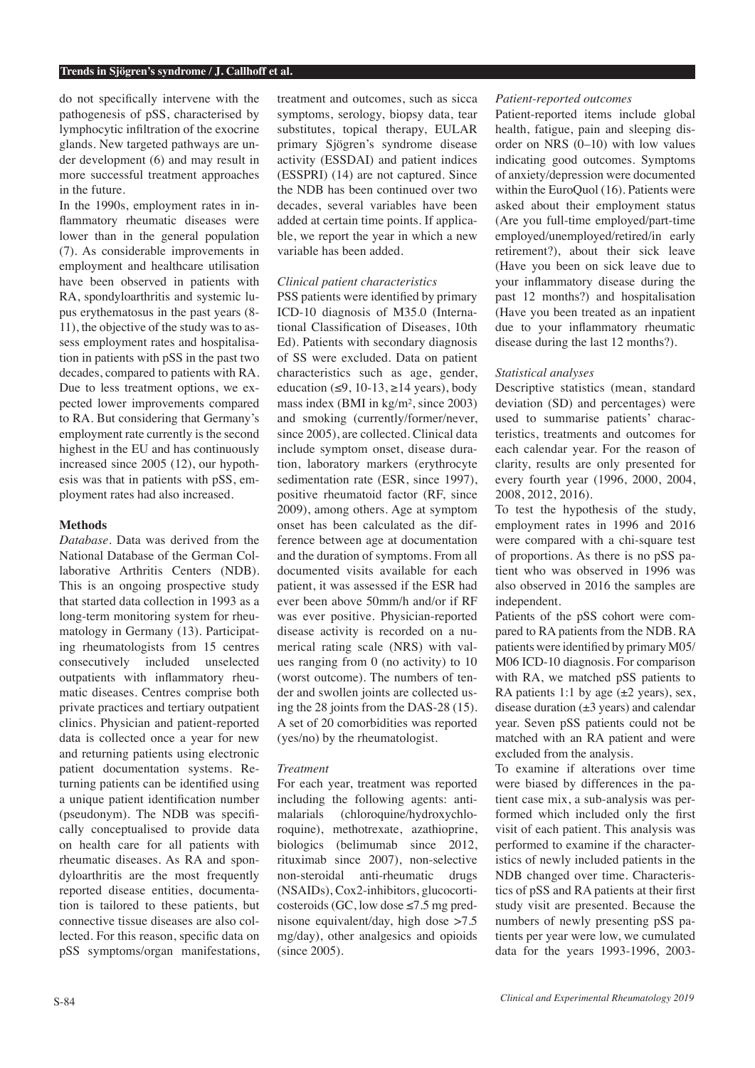do not specifically intervene with the pathogenesis of pSS, characterised by lymphocytic infiltration of the exocrine glands. New targeted pathways are under development (6) and may result in more successful treatment approaches in the future.

In the 1990s, employment rates in inflammatory rheumatic diseases were lower than in the general population (7). As considerable improvements in employment and healthcare utilisation have been observed in patients with RA, spondyloarthritis and systemic lupus erythematosus in the past years (8-11), the objective of the study was to assess employment rates and hospitalisation in patients with pSS in the past two decades, compared to patients with RA. Due to less treatment options, we expected lower improvements compared to RA. But considering that Germany's employment rate currently is the second highest in the EU and has continuously increased since 2005 (12), our hypothesis was that in patients with pSS, employment rates had also increased.

## Methods

*Database.* Data was derived from the National Database of the German Collaborative Arthritis Centers (NDB). This is an ongoing prospective study that started data collection in 1993 as a long-term monitoring system for rheumatology in Germany (13). Participating rheumatologists from 15 centres consecutively included unselected outpatients with inflammatory rheumatic diseases. Centres comprise both private practices and tertiary outpatient clinics. Physician and patient-reported data is collected once a year for new and returning patients using electronic patient documentation systems. Returning patients can be identified using a unique patient identification number (pseudonym). The NDB was specifically conceptualised to provide data on health care for all patients with rheumatic diseases. As RA and spondyloarthritis are the most frequently reported disease entities, documentation is tailored to these patients, but connective tissue diseases are also collected. For this reason, specific data on pSS symptoms/organ manifestations, treatment and outcomes, such as sicca symptoms, serology, biopsy data, tear substitutes, topical therapy, EULAR primary Sjögren's syndrome disease activity (ESSDAI) and patient indices (ESSPRI) (14) are not captured. Since the NDB has been continued over two decades, several variables have been added at certain time points. If applicable, we report the year in which a new variable has been added.

### *Clinical patient characteristics*

PSS patients were identified by primary ICD-10 diagnosis of M35.0 (International Classification of Diseases, 10th Ed). Patients with secondary diagnosis of SS were excluded. Data on patient characteristics such as age, gender, education (≤9, 10-13, ≥14 years), body mass index (BMI in kg/m², since 2003) and smoking (currently/former/never, since 2005), are collected. Clinical data include symptom onset, disease duration, laboratory markers (erythrocyte sedimentation rate (ESR, since 1997), positive rheumatoid factor (RF, since 2009), among others. Age at symptom onset has been calculated as the difference between age at documentation and the duration of symptoms. From all documented visits available for each patient, it was assessed if the ESR had ever been above 50mm/h and/or if RF was ever positive. Physician-reported disease activity is recorded on a numerical rating scale (NRS) with values ranging from 0 (no activity) to 10 (worst outcome). The numbers of tender and swollen joints are collected using the 28 joints from the DAS-28 (15). A set of 20 comorbidities was reported (yes/no) by the rheumatologist.

### *Treatment*

For each year, treatment was reported including the following agents: antimalarials (chloroquine/hydroxychloroquine), methotrexate, azathioprine, biologics (belimumab since 2012, rituximab since 2007), non-selective non-steroidal anti-rheumatic drugs (NSAIDs), Cox2-inhibitors, glucocorticosteroids (GC, low dose ≤7.5 mg prednisone equivalent/day, high dose >7.5 mg/day), other analgesics and opioids (since 2005).

### *Patient-reported outcomes*

Patient-reported items include global health, fatigue, pain and sleeping disorder on NRS (0–10) with low values indicating good outcomes. Symptoms of anxiety/depression were documented within the EuroQuol (16). Patients were asked about their employment status (Are you full-time employed/part-time employed/unemployed/retired/in early retirement?), about their sick leave (Have you been on sick leave due to your inflammatory disease during the past 12 months?) and hospitalisation (Have you been treated as an inpatient due to your inflammatory rheumatic disease during the last 12 months?).

### *Statistical analyses*

Descriptive statistics (mean, standard deviation (SD) and percentages) were used to summarise patients' characteristics, treatments and outcomes for each calendar year. For the reason of clarity, results are only presented for every fourth year (1996, 2000, 2004, 2008, 2012, 2016).

To test the hypothesis of the study, employment rates in 1996 and 2016 were compared with a chi-square test of proportions. As there is no pSS patient who was observed in 1996 was also observed in 2016 the samples are independent.

Patients of the pSS cohort were compared to RA patients from the NDB. RA patients were identified by primary M05/M06 ICD-10 diagnosis. For comparison with RA, we matched pSS patients to RA patients 1:1 by age (±2 years), sex, disease duration (±3 years) and calendar year. Seven pSS patients could not be matched with an RA patient and were excluded from the analysis.

To examine if alterations over time were biased by differences in the patient case mix, a sub-analysis was performed which included only the first visit of each patient. This analysis was performed to examine if the characteristics of newly included patients in the NDB changed over time. Characteristics of pSS and RA patients at their first study visit are presented. Because the numbers of newly presenting pSS patients per year were low, we cumulated data for the years 1993-1996, 2003-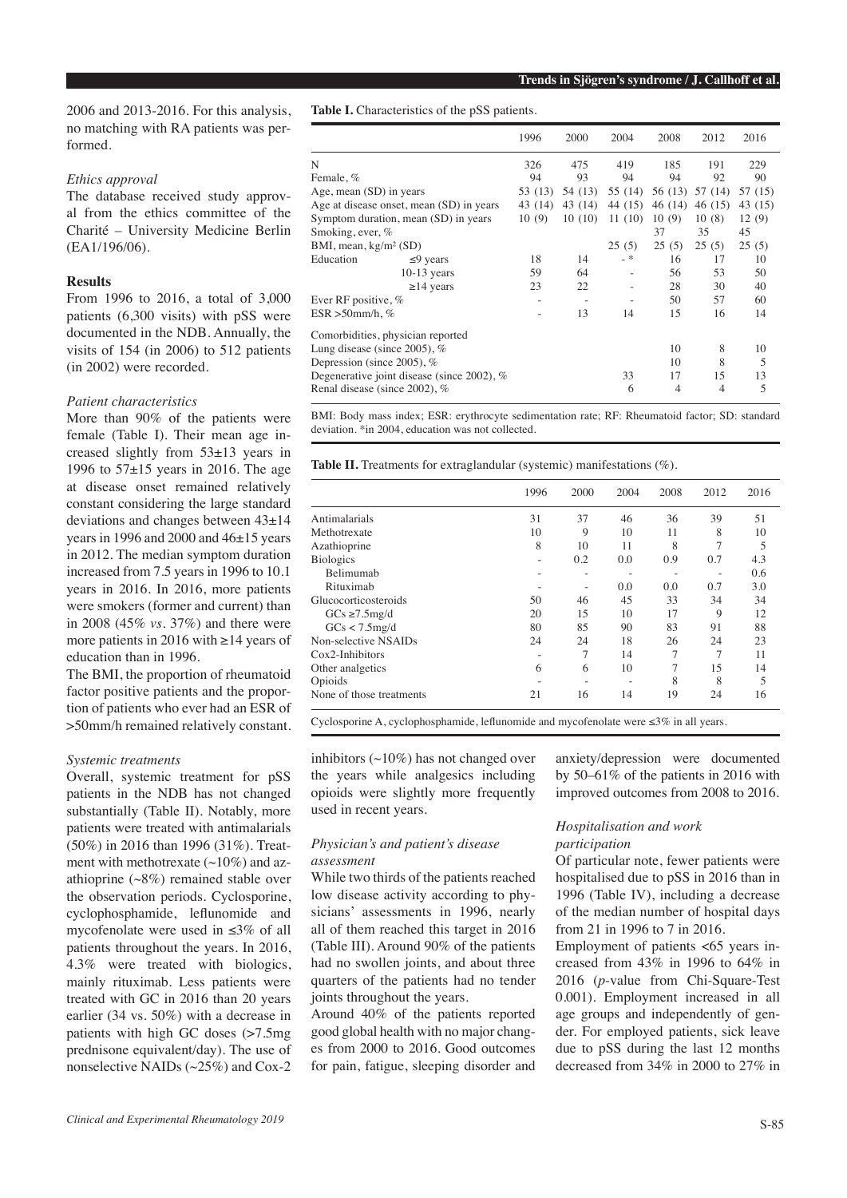2006 and 2013-2016. For this analysis, no matching with RA patients was performed.

### *Ethics approval*

The database received study approval from the ethics committee of the Charité – University Medicine Berlin (EA1/196/06).

## Results

From 1996 to 2016, a total of 3,000 patients (6,300 visits) with pSS were documented in the NDB. Annually, the visits of 154 (in 2006) to 512 patients (in 2002) were recorded.

### *Patient characteristics*

More than 90% of the patients were female (Table I). Their mean age increased slightly from 53±13 years in 1996 to 57±15 years in 2016. The age at disease onset remained relatively constant considering the large standard deviations and changes between 43±14 years in 1996 and 2000 and 46±15 years in 2012. The median symptom duration increased from 7.5 years in 1996 to 10.1 years in 2016. In 2016, more patients were smokers (former and current) than in 2008 (45% *vs.* 37%) and there were more patients in 2016 with ≥14 years of education than in 1996.

The BMI, the proportion of rheumatoid factor positive patients and the proportion of patients who ever had an ESR of >50mm/h remained relatively constant.

**Table I.** Characteristics of the pSS patients.

| | | 1996 | 2000 | 2004 | 2008 | 2012 | 2016 |
|---|---|---|---|---|---|---|---|
| N | | 326 | 475 | 419 | 185 | 191 | 229 |
| Female, % | | 94 | 93 | 94 | 94 | 92 | 90 |
| Age, mean (SD) in years | | 53 (13) | 54 (13) | 55 (14) | 56 (13) | 57 (14) | 57 (15) |
| Age at disease onset, mean (SD) in years | | 43 (14) | 43 (14) | 44 (15) | 46 (14) | 46 (15) | 43 (15) |
| Symptom duration, mean (SD) in years | | 10 (9) | 10 (10) | 11 (10) | 10 (9) | 10 (8) | 12 (9) |
| Smoking, ever, % | | | | | 37 | 35 | 45 |
| BMI, mean, kg/m² (SD) | | | | 25 (5) | 25 (5) | 25 (5) | 25 (5) |
| Education | ≤9 years | 18 | 14 | - * | 16 | 17 | 10 |
| | 10-13 years | 59 | 64 | - | 56 | 53 | 50 |
| | ≥14 years | 23 | 22 | - | 28 | 30 | 40 |
| Ever RF positive, % | | - | - | - | 50 | 57 | 60 |
| ESR >50mm/h, % | | - | 13 | 14 | 15 | 16 | 14 |
| Comorbidities, physician reported | | | | | | | |
| Lung disease (since 2005), % | | | | | 10 | 8 | 10 |
| Depression (since 2005), % | | | | | 10 | 8 | 5 |
| Degenerative joint disease (since 2002), % | | | | 33 | 17 | 15 | 13 |
| Renal disease (since 2002), % | | | | 6 | 4 | 4 | 5 |

BMI: Body mass index; ESR: erythrocyte sedimentation rate; RF: Rheumatoid factor; SD: standard deviation. *in 2004, education was not collected.

### *Systemic treatments*

Overall, systemic treatment for pSS patients in the NDB has not changed substantially (Table II). Notably, more patients were treated with antimalarials (50%) in 2016 than 1996 (31%). Treatment with methotrexate (~10%) and azathioprine (~8%) remained stable over the observation periods. Cyclosporine, cyclophosphamide, leflunomide and mycofenolate were used in ≤3% of all patients throughout the years. In 2016, 4.3% were treated with biologics, mainly rituximab. Less patients were treated with GC in 2016 than 20 years earlier (34 vs. 50%) with a decrease in patients with high GC doses (>7.5mg prednisone equivalent/day). The use of nonselective NAIDs (~25%) and Cox-2 inhibitors (~10%) has not changed over the years while analgesics including opioids were slightly more frequently used in recent years.

**Table II.** Treatments for extraglandular (systemic) manifestations (%).

| | 1996 | 2000 | 2004 | 2008 | 2012 | 2016 |
|---|---|---|---|---|---|---|
| Antimalarials | 31 | 37 | 46 | 36 | 39 | 51 |
| Methotrexate | 10 | 9 | 10 | 11 | 8 | 10 |
| Azathioprine | 8 | 10 | 11 | 8 | 7 | 5 |
| Biologics | - | 0.2 | 0.0 | 0.9 | 0.7 | 4.3 |
| Belimumab | - | - | - | - | - | 0.6 |
| Rituximab | - | - | 0.0 | 0.0 | 0.7 | 3.0 |
| Glucocorticosteroids | 50 | 46 | 45 | 33 | 34 | 34 |
| GCs ≥7.5mg/d | 20 | 15 | 10 | 17 | 9 | 12 |
| GCs < 7.5mg/d | 80 | 85 | 90 | 83 | 91 | 88 |
| Non-selective NSAIDs | 24 | 24 | 18 | 26 | 24 | 23 |
| Cox2-Inhibitors | - | 7 | 14 | 7 | 7 | 11 |
| Other analgetics | 6 | 6 | 10 | 7 | 15 | 14 |
| Opioids | - | - | - | 8 | 8 | 5 |
| None of those treatments | 21 | 16 | 14 | 19 | 24 | 16 |

Cyclosporine A, cyclophosphamide, leflunomide and mycofenolate were ≤3% in all years.

### *Physician's and patient's disease assessment*

While two thirds of the patients reached low disease activity according to physicians' assessments in 1996, nearly all of them reached this target in 2016 (Table III). Around 90% of the patients had no swollen joints, and about three quarters of the patients had no tender joints throughout the years.

Around 40% of the patients reported good global health with no major changes from 2000 to 2016. Good outcomes for pain, fatigue, sleeping disorder and anxiety/depression were documented by 50–61% of the patients in 2016 with improved outcomes from 2008 to 2016.

### *Hospitalisation and work participation*

Of particular note, fewer patients were hospitalised due to pSS in 2016 than in 1996 (Table IV), including a decrease of the median number of hospital days from 21 in 1996 to 7 in 2016.

Employment of patients <65 years increased from 43% in 1996 to 64% in 2016 (*p*-value from Chi-Square-Test 0.001). Employment increased in all age groups and independently of gender. For employed patients, sick leave due to pSS during the last 12 months decreased from 34% in 2000 to 27% in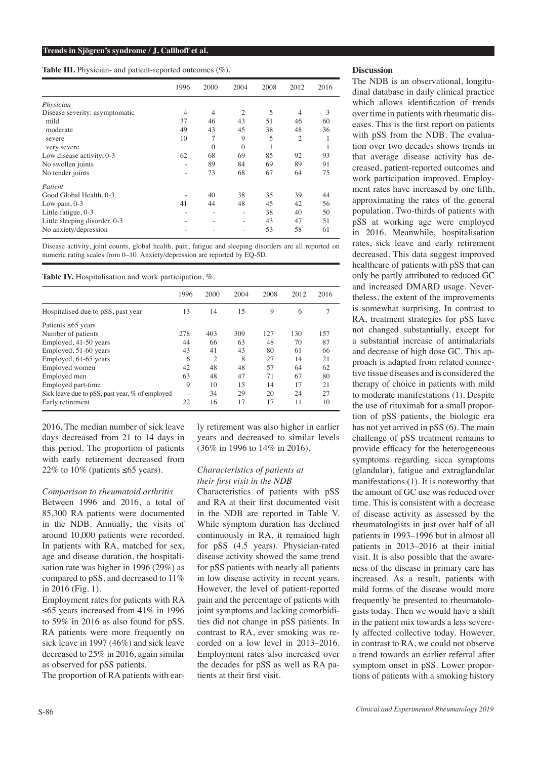**Table III.** Physician- and patient-reported outcomes (%).

| | 1996 | 2000 | 2004 | 2008 | 2012 | 2016 |
|---|---|---|---|---|---|---|
| *Physician* | | | | | | |
| Disease severity: asymptomatic | 4 | 4 | 2 | 5 | 4 | 3 |
| mild | 37 | 46 | 43 | 51 | 46 | 60 |
| moderate | 49 | 43 | 45 | 38 | 48 | 36 |
| severe | 10 | 7 | 9 | 5 | 2 | 1 |
| very severe | | 0 | 0 | 1 | | 1 |
| Low disease activity, 0-3 | 62 | 68 | 69 | 85 | 92 | 93 |
| No swollen joints | - | 89 | 84 | 69 | 89 | 91 |
| No tender joints | - | 73 | 68 | 67 | 64 | 75 |
| *Patient* | | | | | | |
| Good Global Health, 0-3 | - | 40 | 38 | 35 | 39 | 44 |
| Low pain, 0-3 | 41 | 44 | 48 | 45 | 42 | 56 |
| Little fatigue, 0-3 | - | - | - | 38 | 40 | 50 |
| Little sleeping disorder, 0-3 | - | - | - | 43 | 47 | 51 |
| No anxiety/depression | - | - | - | 53 | 58 | 61 |

Disease activity, joint counts, global health, pain, fatigue and sleeping disorders are all reported on numeric rating scales from 0–10. Anxiety/depression are reported by EQ-5D.

**Table IV.** Hospitalisation and work participation, %.

| | 1996 | 2000 | 2004 | 2008 | 2012 | 2016 |
|---|---|---|---|---|---|---|
| Hospitalised due to pSS, past year | 13 | 14 | 15 | 9 | 6 | 7 |
| Patients ≤65 years | | | | | | |
| Number of patients | 278 | 403 | 309 | 127 | 130 | 157 |
| Employed, 41-50 years | 44 | 66 | 63 | 48 | 70 | 87 |
| Employed, 51-60 years | 43 | 41 | 43 | 80 | 61 | 66 |
| Employed, 61-65 years | 6 | 2 | 8 | 27 | 14 | 21 |
| Employed women | 42 | 48 | 48 | 57 | 64 | 62 |
| Employed men | 63 | 48 | 47 | 71 | 67 | 80 |
| Employed part-time | 9 | 10 | 15 | 14 | 17 | 21 |
| Sick leave due to pSS, past year, % of employed | - | 34 | 29 | 20 | 24 | 27 |
| Early retirement | 22 | 16 | 17 | 17 | 11 | 10 |

2016. The median number of sick leave days decreased from 21 to 14 days in this period. The proportion of patients with early retirement decreased from 22% to 10% (patients ≤65 years).

*Comparison to rheumatoid arthritis*

Between 1996 and 2016, a total of 85,300 RA patients were documented in the NDB. Annually, the visits of around 10,000 patients were recorded. In patients with RA, matched for sex, age and disease duration, the hospitalisation rate was higher in 1996 (29%) as compared to pSS, and decreased to 11% in 2016 (Fig. 1).

Employment rates for patients with RA ≤65 years increased from 41% in 1996 to 59% in 2016 as also found for pSS. RA patients were more frequently on sick leave in 1997 (46%) and sick leave decreased to 25% in 2016, again similar as observed for pSS patients.

The proportion of RA patients with early retirement was also higher in earlier years and decreased to similar levels (36% in 1996 to 14% in 2016).

*Characteristics of patients at their first visit in the NDB*

Characteristics of patients with pSS and RA at their first documented visit in the NDB are reported in Table V. While symptom duration has declined continuously in RA, it remained high for pSS (4.5 years). Physician-rated disease activity showed the same trend for pSS patients with nearly all patients in low disease activity in recent years. However, the level of patient-reported pain and the percentage of patients with joint symptoms and lacking comorbidities did not change in pSS patients. In contrast to RA, ever smoking was recorded on a low level in 2013–2016. Employment rates also increased over the decades for pSS as well as RA patients at their first visit.

## Discussion

The NDB is an observational, longitudinal database in daily clinical practice which allows identification of trends over time in patients with rheumatic diseases. This is the first report on patients with pSS from the NDB. The evaluation over two decades shows trends in that average disease activity has decreased, patient-reported outcomes and work participation improved. Employment rates have increased by one fifth, approximating the rates of the general population. Two-thirds of patients with pSS at working age were employed in 2016. Meanwhile, hospitalisation rates, sick leave and early retirement decreased. This data suggest improved healthcare of patients with pSS that can only be partly attributed to reduced GC and increased DMARD usage. Nevertheless, the extent of the improvements is somewhat surprising. In contrast to RA, treatment strategies for pSS have not changed substantially, except for a substantial increase of antimalarials and decrease of high dose GC. This approach is adapted from related connective tissue diseases and is considered the therapy of choice in patients with mild to moderate manifestations (1). Despite the use of rituximab for a small proportion of pSS patients, the biologic era has not yet arrived in pSS (6). The main challenge of pSS treatment remains to provide efficacy for the heterogeneous symptoms regarding sicca symptoms (glandular), fatigue and extraglandular manifestations (1). It is noteworthy that the amount of GC use was reduced over time. This is consistent with a decrease of disease activity as assessed by the rheumatologists in just over half of all patients in 1993–1996 but in almost all patients in 2013–2016 at their initial visit. It is also possible that the awareness of the disease in primary care has increased. As a result, patients with mild forms of the disease would more frequently be presented to rheumatologists today. Then we would have a shift in the patient mix towards a less severely affected collective today. However, in contrast to RA, we could not observe a trend towards an earlier referral after symptom onset in pSS. Lower proportions of patients with a smoking history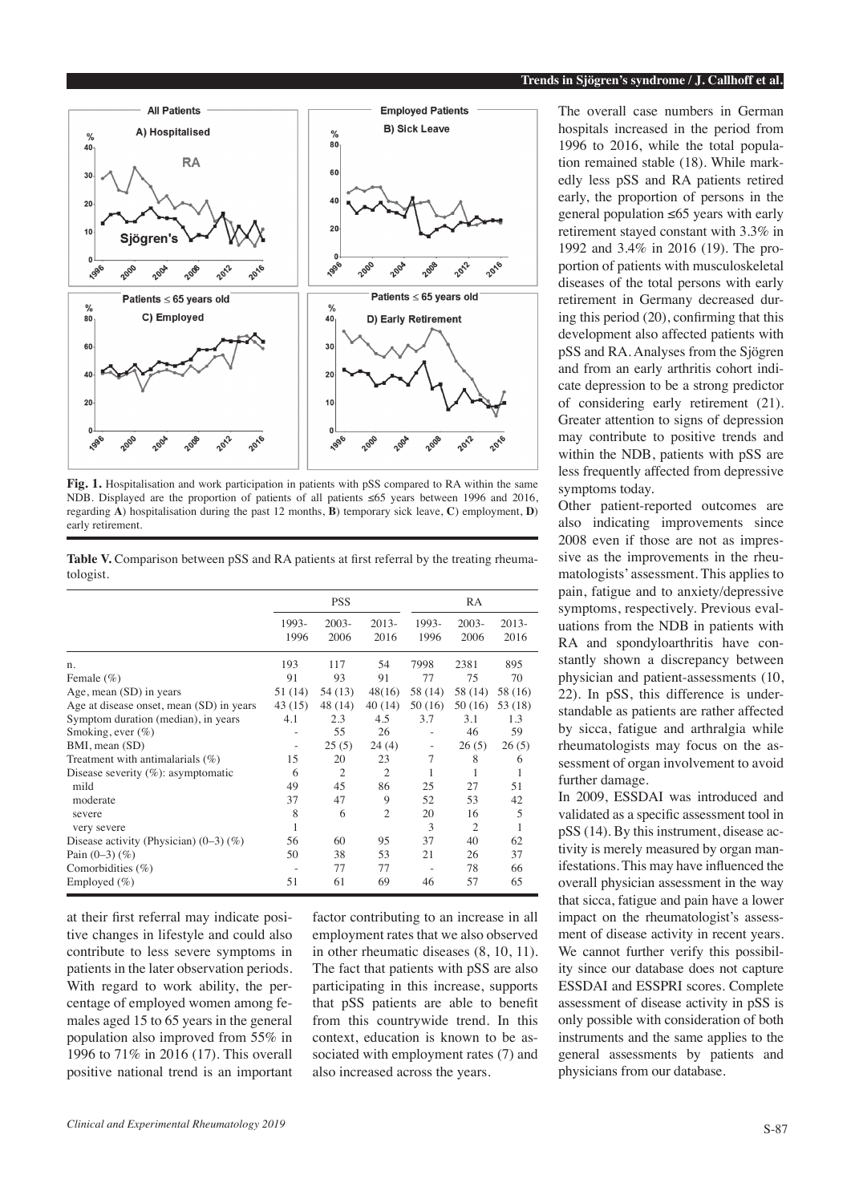Fig. 1. Hospitalisation and work participation in patients with pSS compared to RA within the same NDB. Displayed are the proportion of patients of all patients ≤65 years between 1996 and 2016, regarding **A**) hospitalisation during the past 12 months, **B**) temporary sick leave, **C**) employment, **D**) early retirement.

**Table V.** Comparison between pSS and RA patients at first referral by the treating rheumatologist.

| | PSS | | | RA | | |
|---|---|---|---|---|---|---|
| | 1993-1996 | 2003-2006 | 2013-2016 | 1993-1996 | 2003-2006 | 2013-2016 |
| n. | 193 | 117 | 54 | 7998 | 2381 | 895 |
| Female (%) | 91 | 93 | 91 | 77 | 75 | 70 |
| Age, mean (SD) in years | 51 (14) | 54 (13) | 48(16) | 58 (14) | 58 (14) | 58 (16) |
| Age at disease onset, mean (SD) in years | 43 (15) | 48 (14) | 40 (14) | 50 (16) | 50 (16) | 53 (18) |
| Symptom duration (median), in years | 4.1 | 2.3 | 4.5 | 3.7 | 3.1 | 1.3 |
| Smoking, ever (%) | - | 55 | 26 | - | 46 | 59 |
| BMI, mean (SD) | - | 25 (5) | 24 (4) | - | 26 (5) | 26 (5) |
| Treatment with antimalarials (%) | 15 | 20 | 23 | 7 | 8 | 6 |
| Disease severity (%): asymptomatic | 6 | 2 | 2 | 1 | 1 | 1 |
| mild | 49 | 45 | 86 | 25 | 27 | 51 |
| moderate | 37 | 47 | 9 | 52 | 53 | 42 |
| severe | 8 | 6 | 2 | 20 | 16 | 5 |
| very severe | 1 | | | 3 | 2 | 1 |
| Disease activity (Physician) (0–3) (%) | 56 | 60 | 95 | 37 | 40 | 62 |
| Pain (0–3) (%) | 50 | 38 | 53 | 21 | 26 | 37 |
| Comorbidities (%) | - | 77 | 77 | - | 78 | 66 |
| Employed (%) | 51 | 61 | 69 | 46 | 57 | 65 |

at their first referral may indicate positive changes in lifestyle and could also contribute to less severe symptoms in patients in the later observation periods. With regard to work ability, the percentage of employed women among females aged 15 to 65 years in the general population also improved from 55% in 1996 to 71% in 2016 (17). This overall positive national trend is an important factor contributing to an increase in all employment rates that we also observed in other rheumatic diseases (8, 10, 11). The fact that patients with pSS are also participating in this increase, supports that pSS patients are able to benefit from this countrywide trend. In this context, education is known to be associated with employment rates (7) and also increased across the years.

The overall case numbers in German hospitals increased in the period from 1996 to 2016, while the total population remained stable (18). While markedly less pSS and RA patients retired early, the proportion of persons in the general population ≤65 years with early retirement stayed constant with 3.3% in 1992 and 3.4% in 2016 (19). The proportion of patients with musculoskeletal diseases of the total persons with early retirement in Germany decreased during this period (20), confirming that this development also affected patients with pSS and RA. Analyses from the Sjögren and from an early arthritis cohort indicate depression to be a strong predictor of considering early retirement (21). Greater attention to signs of depression may contribute to positive trends and within the NDB, patients with pSS are less frequently affected from depressive symptoms today.

Other patient-reported outcomes are also indicating improvements since 2008 even if those are not as impressive as the improvements in the rheumatologists' assessment. This applies to pain, fatigue and to anxiety/depressive symptoms, respectively. Previous evaluations from the NDB in patients with RA and spondyloarthritis have constantly shown a discrepancy between physician and patient-assessments (10, 22). In pSS, this difference is understandable as patients are rather affected by sicca, fatigue and arthralgia while rheumatologists may focus on the assessment of organ involvement to avoid further damage.

In 2009, ESSDAI was introduced and validated as a specific assessment tool in pSS (14). By this instrument, disease activity is merely measured by organ manifestations. This may have influenced the overall physician assessment in the way that sicca, fatigue and pain have a lower impact on the rheumatologist's assessment of disease activity in recent years. We cannot further verify this possibility since our database does not capture ESSDAI and ESSPRI scores. Complete assessment of disease activity in pSS is only possible with consideration of both instruments and the same applies to the general assessments by patients and physicians from our database.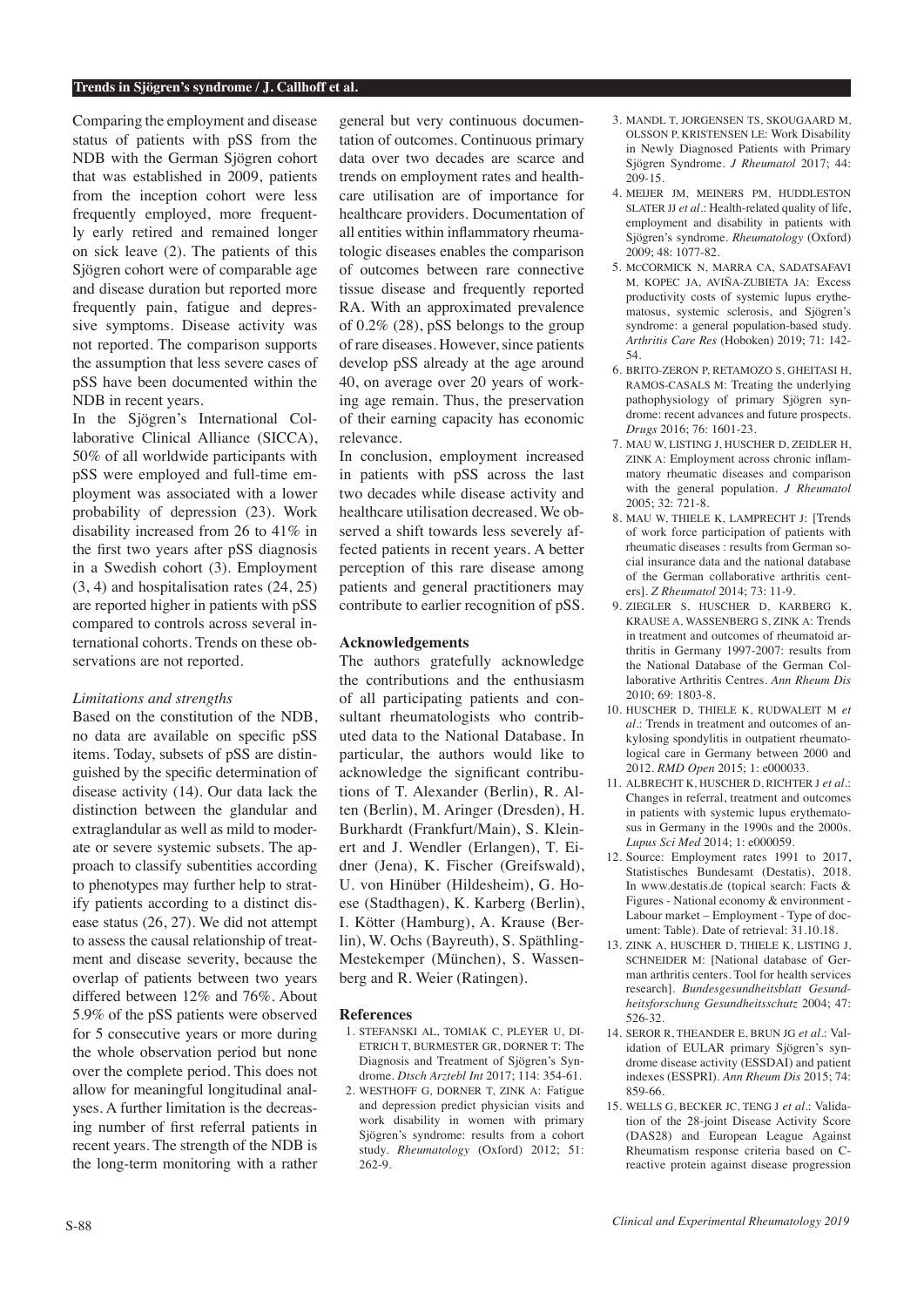Comparing the employment and disease status of patients with pSS from the NDB with the German Sjögren cohort that was established in 2009, patients from the inception cohort were less frequently employed, more frequently early retired and remained longer on sick leave (2). The patients of this Sjögren cohort were of comparable age and disease duration but reported more frequently pain, fatigue and depressive symptoms. Disease activity was not reported. The comparison supports the assumption that less severe cases of pSS have been documented within the NDB in recent years.

In the Sjögren's International Collaborative Clinical Alliance (SICCA), 50% of all worldwide participants with pSS were employed and full-time employment was associated with a lower probability of depression (23). Work disability increased from 26 to 41% in the first two years after pSS diagnosis in a Swedish cohort (3). Employment (3, 4) and hospitalisation rates (24, 25) are reported higher in patients with pSS compared to controls across several international cohorts. Trends on these observations are not reported.

*Limitations and strengths*

Based on the constitution of the NDB, no data are available on specific pSS items. Today, subsets of pSS are distinguished by the specific determination of disease activity (14). Our data lack the distinction between the glandular and extraglandular as well as mild to moderate or severe systemic subsets. The approach to classify subentities according to phenotypes may further help to stratify patients according to a distinct disease status (26, 27). We did not attempt to assess the causal relationship of treatment and disease severity, because the overlap of patients between two years differed between 12% and 76%. About 5.9% of the pSS patients were observed for 5 consecutive years or more during the whole observation period but none over the complete period. This does not allow for meaningful longitudinal analyses. A further limitation is the decreasing number of first referral patients in recent years. The strength of the NDB is the long-term monitoring with a rather general but very continuous documentation of outcomes. Continuous primary data over two decades are scarce and trends on employment rates and healthcare utilisation are of importance for healthcare providers. Documentation of all entities within inflammatory rheumatologic diseases enables the comparison of outcomes between rare connective tissue disease and frequently reported RA. With an approximated prevalence of 0.2% (28), pSS belongs to the group of rare diseases. However, since patients develop pSS already at the age around 40, on average over 20 years of working age remain. Thus, the preservation of their earning capacity has economic relevance.

In conclusion, employment increased in patients with pSS across the last two decades while disease activity and healthcare utilisation decreased. We observed a shift towards less severely affected patients in recent years. A better perception of this rare disease among patients and general practitioners may contribute to earlier recognition of pSS.

## Acknowledgements

The authors gratefully acknowledge the contributions and the enthusiasm of all participating patients and consultant rheumatologists who contributed data to the National Database. In particular, the authors would like to acknowledge the significant contributions of T. Alexander (Berlin), R. Alten (Berlin), M. Aringer (Dresden), H. Burkhardt (Frankfurt/Main), S. Kleinert and J. Wendler (Erlangen), T. Eidner (Jena), K. Fischer (Greifswald), U. von Hinüber (Hildesheim), G. Hoese (Stadthagen), K. Karberg (Berlin), I. Kötter (Hamburg), A. Krause (Berlin), W. Ochs (Bayreuth), S. Späthling-Mestekemper (München), S. Wassenberg and R. Weier (Ratingen).

## References

1. STEFANSKI AL, TOMIAK C, PLEYER U, DIETRICH T, BURMESTER GR, DORNER T: The Diagnosis and Treatment of Sjögren's Syndrome. *Dtsch Arztebl Int* 2017; 114: 354-61.
2. WESTHOFF G, DORNER T, ZINK A: Fatigue and depression predict physician visits and work disability in women with primary Sjögren's syndrome: results from a cohort study. *Rheumatology* (Oxford) 2012; 51: 262-9.
3. MANDL T, JORGENSEN TS, SKOUGAARD M, OLSSON P, KRISTENSEN LE: Work Disability in Newly Diagnosed Patients with Primary Sjögren Syndrome. *J Rheumatol* 2017; 44: 209-15.
4. MEIJER JM, MEINERS PM, HUDDLESTON SLATER JJ *et al.*: Health-related quality of life, employment and disability in patients with Sjögren's syndrome. *Rheumatology* (Oxford) 2009; 48: 1077-82.
5. MCCORMICK N, MARRA CA, SADATSAFAVI M, KOPEC JA, AVIÑA-ZUBIETA JA: Excess productivity costs of systemic lupus erythematosus, systemic sclerosis, and Sjögren's syndrome: a general population-based study. *Arthritis Care Res* (Hoboken) 2019; 71: 142-54.
6. BRITO-ZERON P, RETAMOZO S, GHEITASI H, RAMOS-CASALS M: Treating the underlying pathophysiology of primary Sjögren syndrome: recent advances and future prospects. *Drugs* 2016; 76: 1601-23.
7. MAU W, LISTING J, HUSCHER D, ZEIDLER H, ZINK A: Employment across chronic inflammatory rheumatic diseases and comparison with the general population. *J Rheumatol* 2005; 32: 721-8.
8. MAU W, THIELE K, LAMPRECHT J: [Trends of work force participation of patients with rheumatic diseases : results from German social insurance data and the national database of the German collaborative arthritis centers]. *Z Rheumatol* 2014; 73: 11-9.
9. ZIEGLER S, HUSCHER D, KARBERG K, KRAUSE A, WASSENBERG S, ZINK A: Trends in treatment and outcomes of rheumatoid arthritis in Germany 1997-2007: results from the National Database of the German Collaborative Arthritis Centres. *Ann Rheum Dis* 2010; 69: 1803-8.
10. HUSCHER D, THIELE K, RUDWALEIT M *et al.*: Trends in treatment and outcomes of ankylosing spondylitis in outpatient rheumatological care in Germany between 2000 and 2012. *RMD Open* 2015; 1: e000033.
11. ALBRECHT K, HUSCHER D, RICHTER J *et al.*: Changes in referral, treatment and outcomes in patients with systemic lupus erythematosus in Germany in the 1990s and the 2000s. *Lupus Sci Med* 2014; 1: e000059.
12. Source: Employment rates 1991 to 2017, Statistisches Bundesamt (Destatis), 2018. In www.destatis.de (topical search: Facts & Figures - National economy & environment - Labour market – Employment - Type of document: Table). Date of retrieval: 31.10.18.
13. ZINK A, HUSCHER D, THIELE K, LISTING J, SCHNEIDER M: [National database of German arthritis centers. Tool for health services research]. *Bundesgesundheitsblatt Gesundheitsforschung Gesundheitsschutz* 2004; 47: 526-32.
14. SEROR R, THEANDER E, BRUN JG *et al.*: Validation of EULAR primary Sjögren's syndrome disease activity (ESSDAI) and patient indexes (ESSPRI). *Ann Rheum Dis* 2015; 74: 859-66.
15. WELLS G, BECKER JC, TENG J *et al.*: Validation of the 28-joint Disease Activity Score (DAS28) and European League Against Rheumatism response criteria based on C-reactive protein against disease progression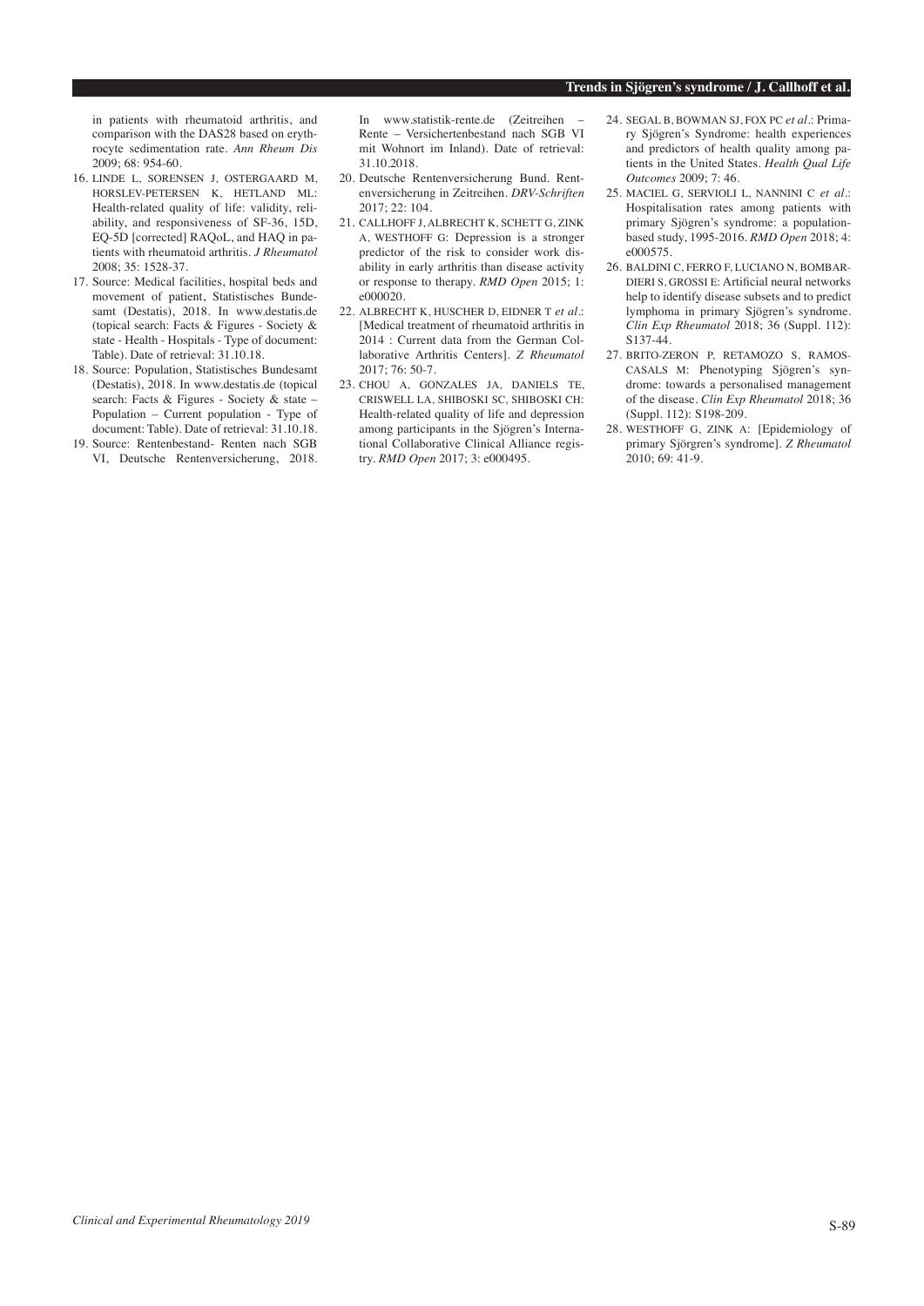in patients with rheumatoid arthritis, and comparison with the DAS28 based on erythrocyte sedimentation rate. *Ann Rheum Dis* 2009; 68: 954-60.

16. LINDE L, SORENSEN J, OSTERGAARD M, HORSLEV-PETERSEN K, HETLAND ML: Health-related quality of life: validity, reliability, and responsiveness of SF-36, 15D, EQ-5D [corrected] RAQoL, and HAQ in patients with rheumatoid arthritis. *J Rheumatol* 2008; 35: 1528-37.
17. Source: Medical facilities, hospital beds and movement of patient, Statistisches Bundesamt (Destatis), 2018. In www.destatis.de (topical search: Facts & Figures - Society & state - Health - Hospitals - Type of document: Table). Date of retrieval: 31.10.18.
18. Source: Population, Statistisches Bundesamt (Destatis), 2018. In www.destatis.de (topical search: Facts & Figures - Society & state – Population – Current population - Type of document: Table). Date of retrieval: 31.10.18.
19. Source: Rentenbestand- Renten nach SGB VI, Deutsche Rentenversicherung, 2018. In www.statistik-rente.de (Zeitreihen – Rente – Versichertenbestand nach SGB VI mit Wohnort im Inland). Date of retrieval: 31.10.2018.
20. Deutsche Rentenversicherung Bund. Rentenversicherung in Zeitreihen. *DRV-Schriften* 2017; 22: 104.
21. CALLHOFF J, ALBRECHT K, SCHETT G, ZINK A, WESTHOFF G: Depression is a stronger predictor of the risk to consider work disability in early arthritis than disease activity or response to therapy. *RMD Open* 2015; 1: e000020.
22. ALBRECHT K, HUSCHER D, EIDNER T *et al.*: [Medical treatment of rheumatoid arthritis in 2014 : Current data from the German Collaborative Arthritis Centers]. *Z Rheumatol* 2017; 76: 50-7.
23. CHOU A, GONZALES JA, DANIELS TE, CRISWELL LA, SHIBOSKI SC, SHIBOSKI CH: Health-related quality of life and depression among participants in the Sjögren's International Collaborative Clinical Alliance registry. *RMD Open* 2017; 3: e000495.
24. SEGAL B, BOWMAN SJ, FOX PC *et al.*: Primary Sjögren's Syndrome: health experiences and predictors of health quality among patients in the United States. *Health Qual Life Outcomes* 2009; 7: 46.
25. MACIEL G, SERVIOLI L, NANNINI C *et al.*: Hospitalisation rates among patients with primary Sjögren's syndrome: a population-based study, 1995-2016. *RMD Open* 2018; 4: e000575.
26. BALDINI C, FERRO F, LUCIANO N, BOMBARDIERI S, GROSSI E: Artificial neural networks help to identify disease subsets and to predict lymphoma in primary Sjögren's syndrome. *Clin Exp Rheumatol* 2018; 36 (Suppl. 112): S137-44.
27. BRITO-ZERON P, RETAMOZO S, RAMOS-CASALS M: Phenotyping Sjögren's syndrome: towards a personalised management of the disease. *Clin Exp Rheumatol* 2018; 36 (Suppl. 112): S198-209.
28. WESTHOFF G, ZINK A: [Epidemiology of primary Sjörgren's syndrome]. *Z Rheumatol* 2010; 69: 41-9.